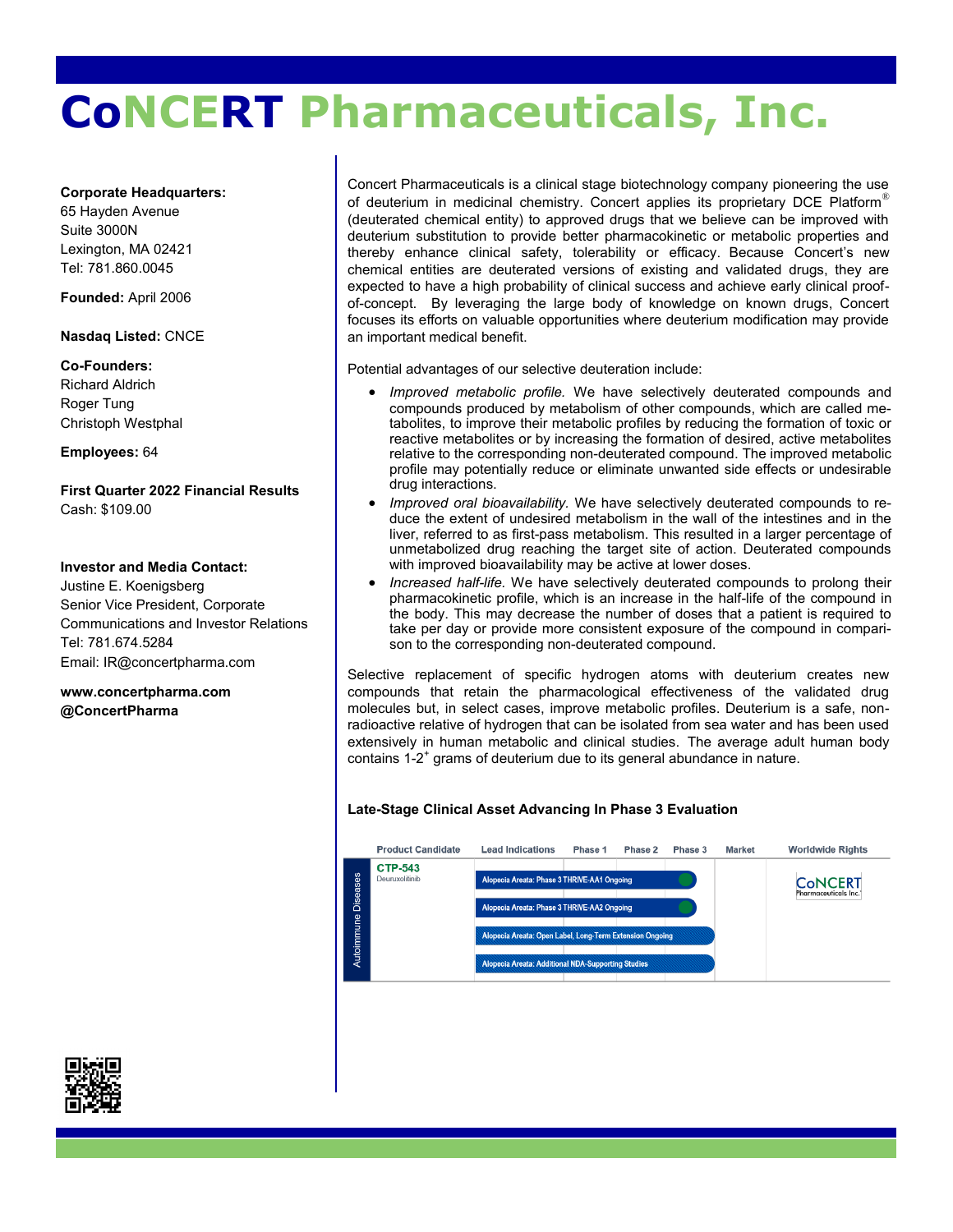# CoNCERT Pharmaceuticals, Inc.

**Corporate Headquarters:**
65 Hayden Avenue
Suite 3000N
Lexington, MA 02421
Tel: 781.860.0045

**Founded:** April 2006

**Nasdaq Listed:** CNCE

**Co-Founders:**
Richard Aldrich
Roger Tung
Christoph Westphal

**Employees:** 64

**First Quarter 2022 Financial Results**
Cash: $109.00

**Investor and Media Contact:**
Justine E. Koenigsberg
Senior Vice President, Corporate Communications and Investor Relations
Tel: 781.674.5284
Email: IR@concertpharma.com

**www.concertpharma.com**
**@ConcertPharma**

Concert Pharmaceuticals is a clinical stage biotechnology company pioneering the use of deuterium in medicinal chemistry. Concert applies its proprietary DCE Platform® (deuterated chemical entity) to approved drugs that we believe can be improved with deuterium substitution to provide better pharmacokinetic or metabolic properties and thereby enhance clinical safety, tolerability or efficacy. Because Concert's new chemical entities are deuterated versions of existing and validated drugs, they are expected to have a high probability of clinical success and achieve early clinical proof-of-concept. By leveraging the large body of knowledge on known drugs, Concert focuses its efforts on valuable opportunities where deuterium modification may provide an important medical benefit.

Potential advantages of our selective deuteration include:

- *Improved metabolic profile.* We have selectively deuterated compounds and compounds produced by metabolism of other compounds, which are called metabolites, to improve their metabolic profiles by reducing the formation of toxic or reactive metabolites or by increasing the formation of desired, active metabolites relative to the corresponding non-deuterated compound. The improved metabolic profile may potentially reduce or eliminate unwanted side effects or undesirable drug interactions.
- *Improved oral bioavailability.* We have selectively deuterated compounds to reduce the extent of undesired metabolism in the wall of the intestines and in the liver, referred to as first-pass metabolism. This resulted in a larger percentage of unmetabolized drug reaching the target site of action. Deuterated compounds with improved bioavailability may be active at lower doses.
- *Increased half-life.* We have selectively deuterated compounds to prolong their pharmacokinetic profile, which is an increase in the half-life of the compound in the body. This may decrease the number of doses that a patient is required to take per day or provide more consistent exposure of the compound in comparison to the corresponding non-deuterated compound.

Selective replacement of specific hydrogen atoms with deuterium creates new compounds that retain the pharmacological effectiveness of the validated drug molecules but, in select cases, improve metabolic profiles. Deuterium is a safe, non-radioactive relative of hydrogen that can be isolated from sea water and has been used extensively in human metabolic and clinical studies. The average adult human body contains 1-2$^{+}$ grams of deuterium due to its general abundance in nature.

**Late-Stage Clinical Asset Advancing In Phase 3 Evaluation**

| | Product Candidate | Lead Indications | Phase 1 | Phase 2 | Phase 3 | Market | Worldwide Rights |
|---|---|---|---|---|---|---|---|
| Autoimmune Diseases | CTP-543 (Deuruxolitinib) | Alopecia Areata: Phase 3 THRIVE-AA1 Ongoing | | | | | CoNCERT Pharmaceuticals Inc. |
| | | Alopecia Areata: Phase 3 THRIVE-AA2 Ongoing | | | | | |
| | | Alopecia Areata: Open Label, Long-Term Extension Ongoing | | | | | |
| | | Alopecia Areata: Additional NDA-Supporting Studies | | | | | |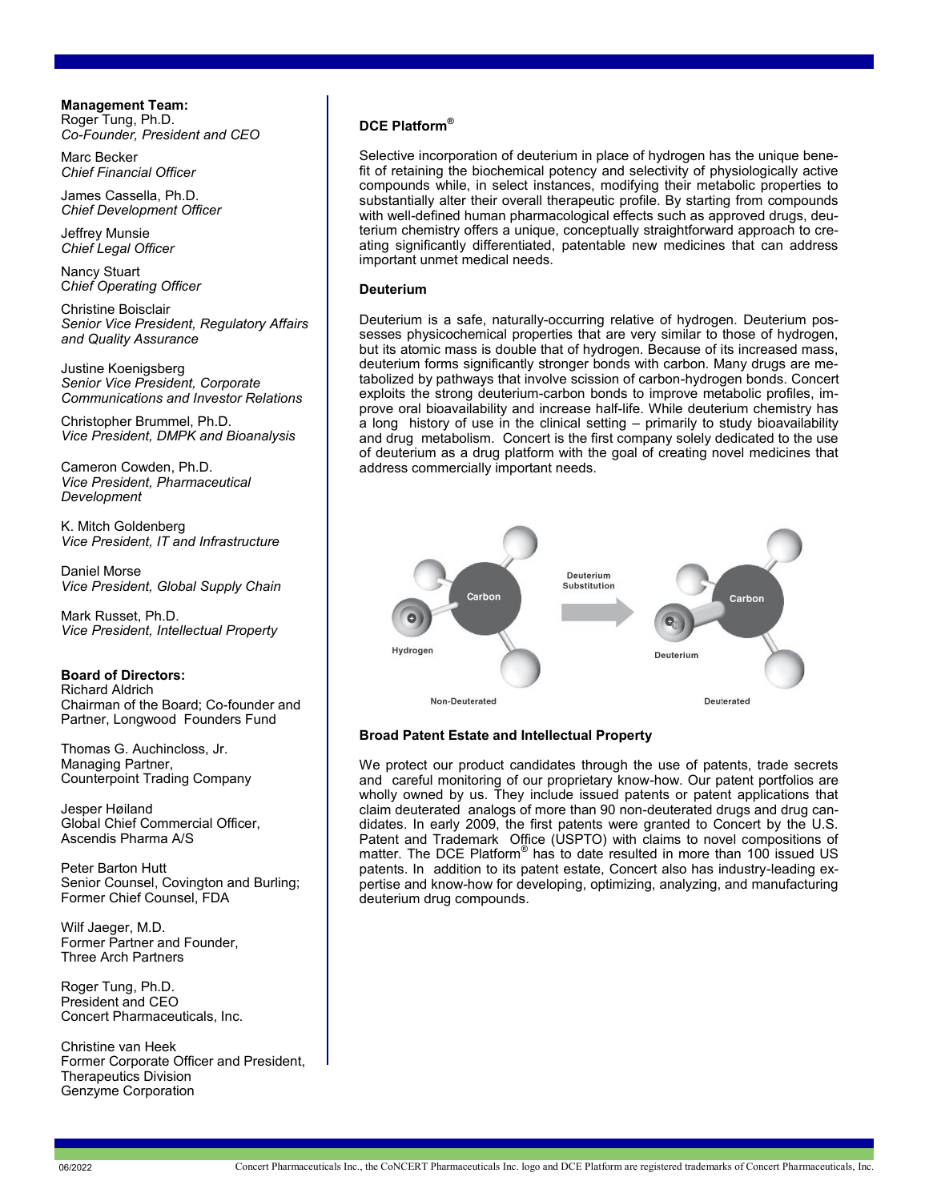**Management Team:**

Roger Tung, Ph.D.
*Co-Founder, President and CEO*

Marc Becker
*Chief Financial Officer*

James Cassella, Ph.D.
*Chief Development Officer*

Jeffrey Munsie
*Chief Legal Officer*

Nancy Stuart
*Chief Operating Officer*

Christine Boisclair
*Senior Vice President, Regulatory Affairs and Quality Assurance*

Justine Koenigsberg
*Senior Vice President, Corporate Communications and Investor Relations*

Christopher Brummel, Ph.D.
*Vice President, DMPK and Bioanalysis*

Cameron Cowden, Ph.D.
*Vice President, Pharmaceutical Development*

K. Mitch Goldenberg
*Vice President, IT and Infrastructure*

Daniel Morse
*Vice President, Global Supply Chain*

Mark Russet, Ph.D.
*Vice President, Intellectual Property*

**Board of Directors:**

Richard Aldrich
Chairman of the Board; Co-founder and Partner, Longwood Founders Fund

Thomas G. Auchincloss, Jr.
Managing Partner,
Counterpoint Trading Company

Jesper Høiland
Global Chief Commercial Officer,
Ascendis Pharma A/S

Peter Barton Hutt
Senior Counsel, Covington and Burling;
Former Chief Counsel, FDA

Wilf Jaeger, M.D.
Former Partner and Founder,
Three Arch Partners

Roger Tung, Ph.D.
President and CEO
Concert Pharmaceuticals, Inc.

Christine van Heek
Former Corporate Officer and President,
Therapeutics Division
Genzyme Corporation

**DCE Platform®**

Selective incorporation of deuterium in place of hydrogen has the unique benefit of retaining the biochemical potency and selectivity of physiologically active compounds while, in select instances, modifying their metabolic properties to substantially alter their overall therapeutic profile. By starting from compounds with well-defined human pharmacological effects such as approved drugs, deuterium chemistry offers a unique, conceptually straightforward approach to creating significantly differentiated, patentable new medicines that can address important unmet medical needs.

**Deuterium**

Deuterium is a safe, naturally-occurring relative of hydrogen. Deuterium possesses physicochemical properties that are very similar to those of hydrogen, but its atomic mass is double that of hydrogen. Because of its increased mass, deuterium forms significantly stronger bonds with carbon. Many drugs are metabolized by pathways that involve scission of carbon-hydrogen bonds. Concert exploits the strong deuterium-carbon bonds to improve metabolic profiles, improve oral bioavailability and increase half-life. While deuterium chemistry has a long history of use in the clinical setting – primarily to study bioavailability and drug metabolism. Concert is the first company solely dedicated to the use of deuterium as a drug platform with the goal of creating novel medicines that address commercially important needs.

Carbon
Hydrogen
Non-Deuterated
Deuterium Substitution
Carbon
Deuterium
Deuterated

**Broad Patent Estate and Intellectual Property**

We protect our product candidates through the use of patents, trade secrets and careful monitoring of our proprietary know-how. Our patent portfolios are wholly owned by us. They include issued patents or patent applications that claim deuterated analogs of more than 90 non-deuterated drugs and drug candidates. In early 2009, the first patents were granted to Concert by the U.S. Patent and Trademark Office (USPTO) with claims to novel compositions of matter. The DCE Platform® has to date resulted in more than 100 issued US patents. In addition to its patent estate, Concert also has industry-leading expertise and know-how for developing, optimizing, analyzing, and manufacturing deuterium drug compounds.

06/2022 Concert Pharmaceuticals Inc., the CoNCERT Pharmaceuticals Inc. logo and DCE Platform are registered trademarks of Concert Pharmaceuticals, Inc.